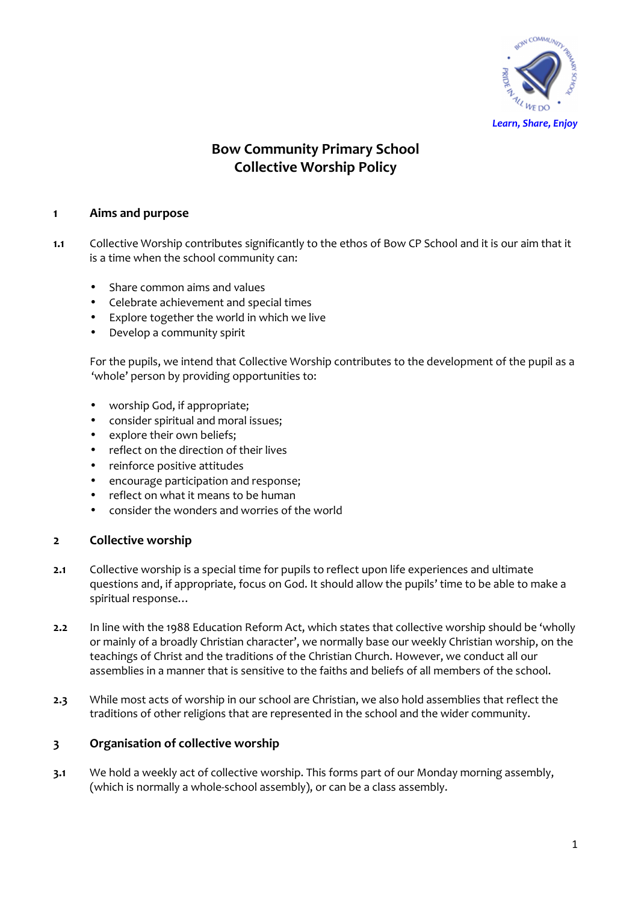Learn, Share, Enjoy

# Bow Community Primary School
# Collective Worship Policy

## 1 Aims and purpose

**1.1** Collective Worship contributes significantly to the ethos of Bow CP School and it is our aim that it is a time when the school community can:

- Share common aims and values
- Celebrate achievement and special times
- Explore together the world in which we live
- Develop a community spirit

For the pupils, we intend that Collective Worship contributes to the development of the pupil as a 'whole' person by providing opportunities to:

- worship God, if appropriate;
- consider spiritual and moral issues;
- explore their own beliefs;
- reflect on the direction of their lives
- reinforce positive attitudes
- encourage participation and response;
- reflect on what it means to be human
- consider the wonders and worries of the world

## 2 Collective worship

**2.1** Collective worship is a special time for pupils to reflect upon life experiences and ultimate questions and, if appropriate, focus on God. It should allow the pupils' time to be able to make a spiritual response…

**2.2** In line with the 1988 Education Reform Act, which states that collective worship should be 'wholly or mainly of a broadly Christian character', we normally base our weekly Christian worship, on the teachings of Christ and the traditions of the Christian Church. However, we conduct all our assemblies in a manner that is sensitive to the faiths and beliefs of all members of the school.

**2.3** While most acts of worship in our school are Christian, we also hold assemblies that reflect the traditions of other religions that are represented in the school and the wider community.

## 3 Organisation of collective worship

**3.1** We hold a weekly act of collective worship. This forms part of our Monday morning assembly, (which is normally a whole-school assembly), or can be a class assembly.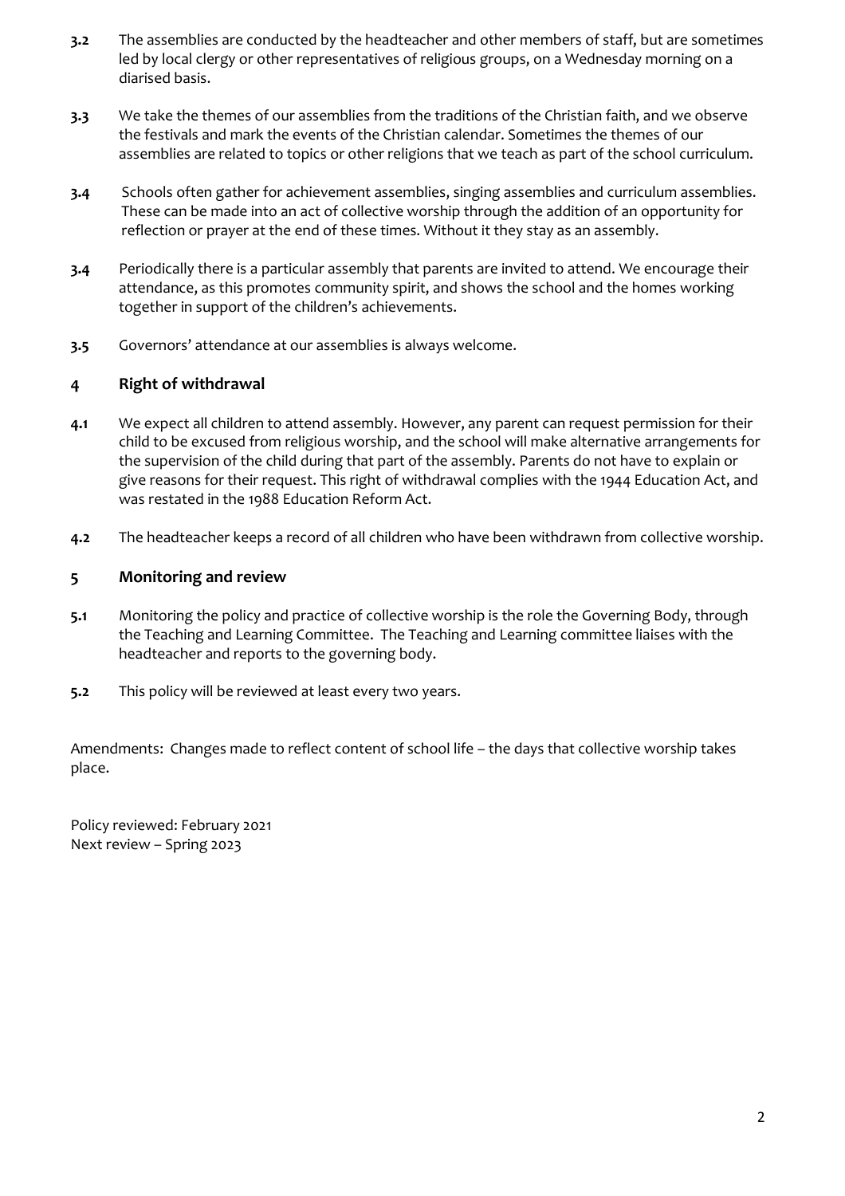**3.2** The assemblies are conducted by the headteacher and other members of staff, but are sometimes led by local clergy or other representatives of religious groups, on a Wednesday morning on a diarised basis.

**3.3** We take the themes of our assemblies from the traditions of the Christian faith, and we observe the festivals and mark the events of the Christian calendar. Sometimes the themes of our assemblies are related to topics or other religions that we teach as part of the school curriculum.

**3.4** Schools often gather for achievement assemblies, singing assemblies and curriculum assemblies. These can be made into an act of collective worship through the addition of an opportunity for reflection or prayer at the end of these times. Without it they stay as an assembly.

**3.4** Periodically there is a particular assembly that parents are invited to attend. We encourage their attendance, as this promotes community spirit, and shows the school and the homes working together in support of the children's achievements.

**3.5** Governors' attendance at our assemblies is always welcome.

## 4 Right of withdrawal

**4.1** We expect all children to attend assembly. However, any parent can request permission for their child to be excused from religious worship, and the school will make alternative arrangements for the supervision of the child during that part of the assembly. Parents do not have to explain or give reasons for their request. This right of withdrawal complies with the 1944 Education Act, and was restated in the 1988 Education Reform Act.

**4.2** The headteacher keeps a record of all children who have been withdrawn from collective worship.

## 5 Monitoring and review

**5.1** Monitoring the policy and practice of collective worship is the role the Governing Body, through the Teaching and Learning Committee. The Teaching and Learning committee liaises with the headteacher and reports to the governing body.

**5.2** This policy will be reviewed at least every two years.

Amendments: Changes made to reflect content of school life – the days that collective worship takes place.

Policy reviewed: February 2021
Next review – Spring 2023